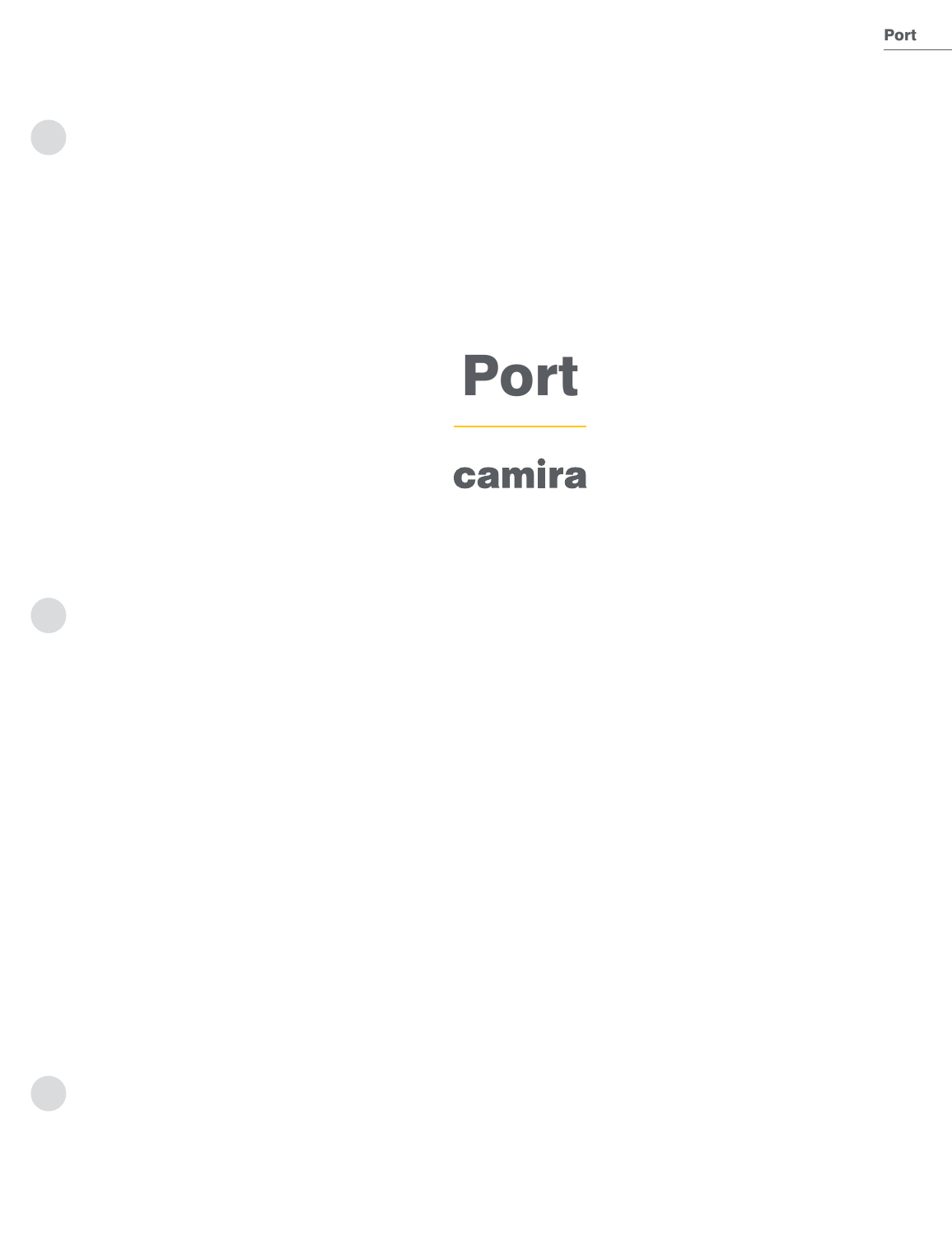# Port

camira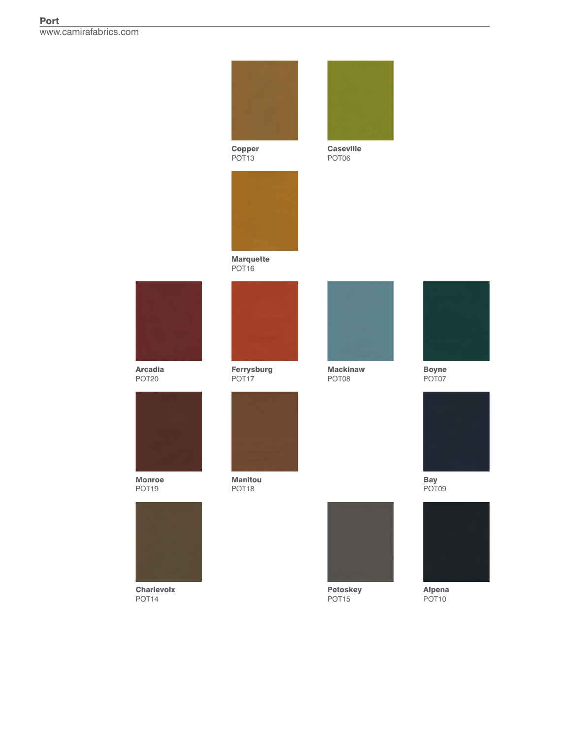**Copper**
POT13

**Caseville**
POT06

**Marquette**
POT16

**Arcadia**
POT20

**Ferrysburg**
POT17

**Mackinaw**
POT08

**Boyne**
POT07

**Monroe**
POT19

**Manitou**
POT18

**Bay**
POT09

**Charlevoix**
POT14

**Petoskey**
POT15

**Alpena**
POT10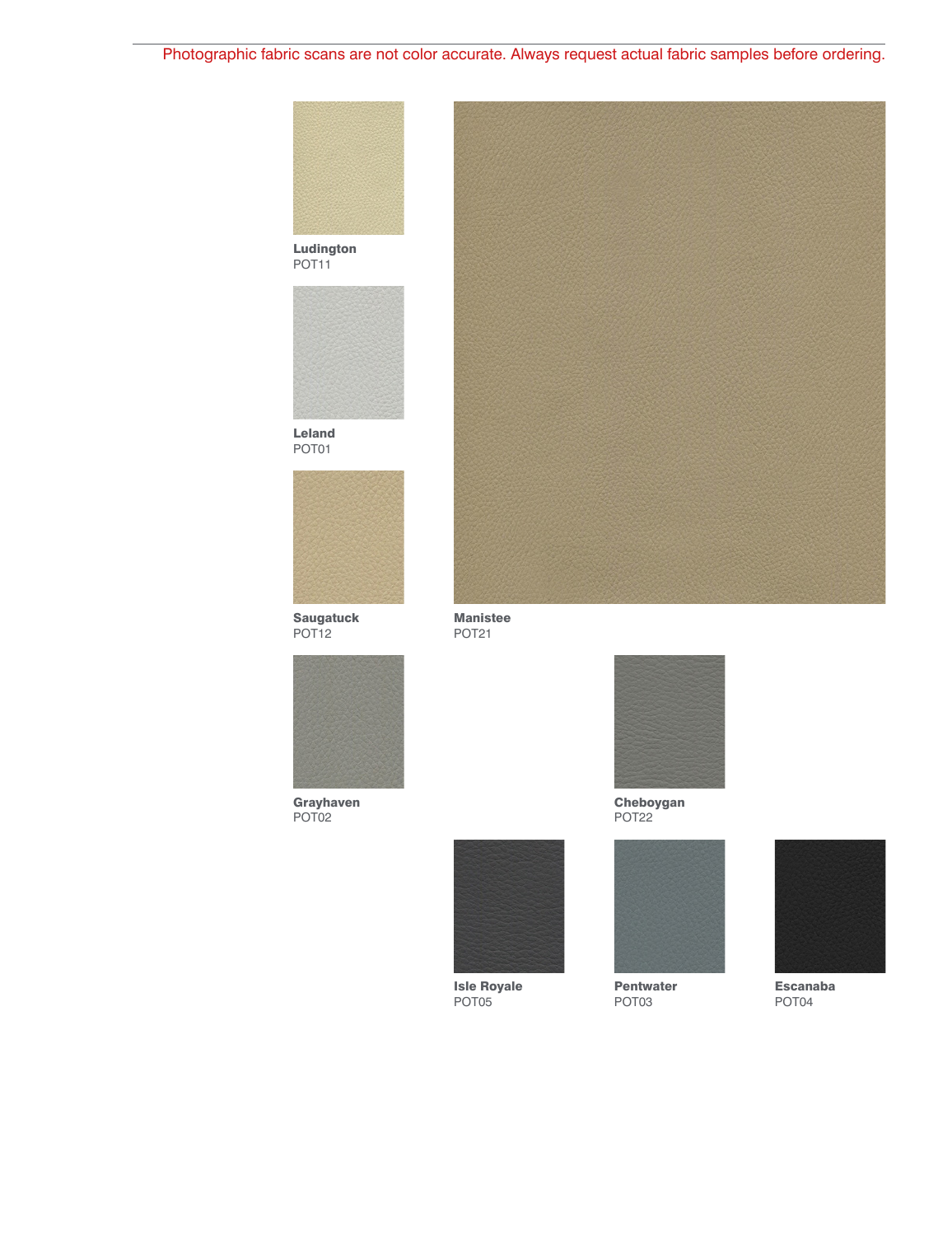Photographic fabric scans are not color accurate. Always request actual fabric samples before ordering.

**Ludington**
POT11

**Leland**
POT01

**Saugatuck**
POT12

**Manistee**
POT21

**Grayhaven**
POT02

**Cheboygan**
POT22

**Isle Royale**
POT05

**Pentwater**
POT03

**Escanaba**
POT04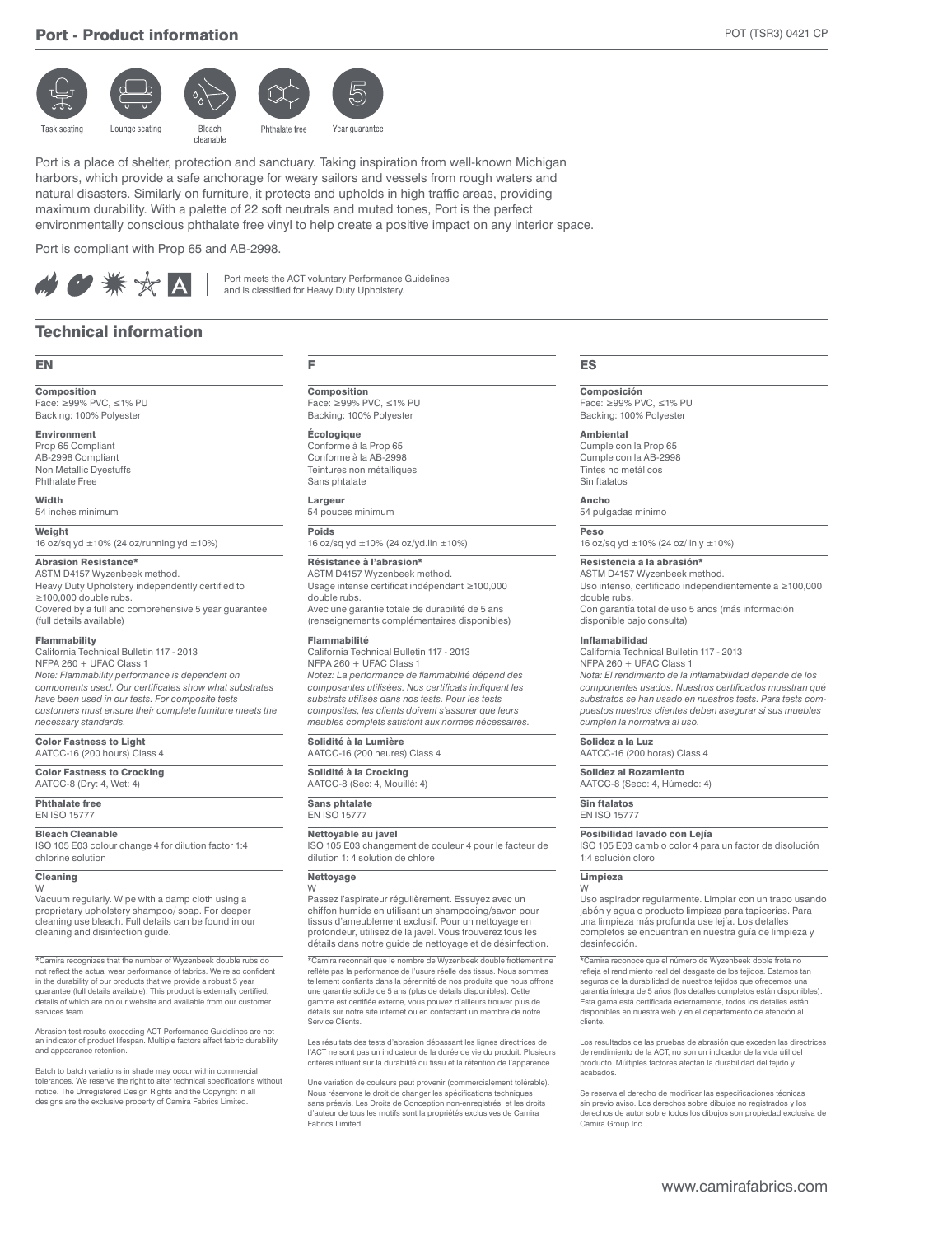## Port - Product information

Task seating
Lounge seating
Bleach cleanable
Phthalate free
Year guarantee

Port is a place of shelter, protection and sanctuary. Taking inspiration from well-known Michigan harbors, which provide a safe anchorage for weary sailors and vessels from rough waters and natural disasters. Similarly on furniture, it protects and upholds in high traffic areas, providing maximum durability. With a palette of 22 soft neutrals and muted tones, Port is the perfect environmentally conscious phthalate free vinyl to help create a positive impact on any interior space.

Port is compliant with Prop 65 and AB-2998.

Port meets the ACT voluntary Performance Guidelines and is classified for Heavy Duty Upholstery.

## Technical information

### EN

**Composition**
Face: ≥99% PVC, ≤1% PU
Backing: 100% Polyester

**Environment**
Prop 65 Compliant
AB-2998 Compliant
Non Metallic Dyestuffs
Phthalate Free

**Width**
54 inches minimum

**Weight**
16 oz/sq yd ±10% (24 oz/running yd ±10%)

**Abrasion Resistance***
ASTM D4157 Wyzenbeek method.
Heavy Duty Upholstery independently certified to ≥100,000 double rubs.
Covered by a full and comprehensive 5 year guarantee (full details available)

**Flammability**
California Technical Bulletin 117 - 2013
NFPA 260 + UFAC Class 1
*Note: Flammability performance is dependent on components used. Our certificates show what substrates have been used in our tests. For composite tests customers must ensure their complete furniture meets the necessary standards.*

**Color Fastness to Light**
AATCC-16 (200 hours) Class 4

**Color Fastness to Crocking**
AATCC-8 (Dry: 4, Wet: 4)

**Phthalate free**
EN ISO 15777

**Bleach Cleanable**
ISO 105 E03 colour change 4 for dilution factor 1:4 chlorine solution

**Cleaning**
W
Vacuum regularly. Wipe with a damp cloth using a proprietary upholstery shampoo/ soap. For deeper cleaning use bleach. Full details can be found in our cleaning and disinfection guide.

*Camira recognizes that the number of Wyzenbeek double rubs do not reflect the actual wear performance of fabrics. We're so confident in the durability of our products that we provide a robust 5 year guarantee (full details available). This product is externally certified, details of which are on our website and available from our customer services team.

Abrasion test results exceeding ACT Performance Guidelines are not an indicator of product lifespan. Multiple factors affect fabric durability and appearance retention.

Batch to batch variations in shade may occur within commercial tolerances. We reserve the right to alter technical specifications without notice. The Unregistered Design Rights and the Copyright in all designs are the exclusive property of Camira Fabrics Limited.

### F

**Composition**
Face: ≥99% PVC, ≤1% PU
Backing: 100% Polyester

**Écologique**
Conforme à la Prop 65
Conforme à la AB-2998
Teintures non métalliques
Sans phtalate

**Largeur**
54 pouces minimum

**Poids**
16 oz/sq yd ±10% (24 oz/yd.lin ±10%)

**Résistance à l'abrasion***
ASTM D4157 Wyzenbeek method.
Usage intense certificat indépendant ≥100,000 double rubs.
Avec une garantie totale de durabilité de 5 ans (renseignements complémentaires disponibles)

**Flammabilité**
California Technical Bulletin 117 - 2013
NFPA 260 + UFAC Class 1
*Notez: La performance de flammabilité dépend des composantes utilisées. Nos certificats indiquent les substrats utilisés dans nos tests. Pour les tests composites, les clients doivent s'assurer que leurs meubles complets satisfont aux normes nécessaires.*

**Solidité à la Lumière**
AATCC-16 (200 heures) Class 4

**Solidité à la Crocking**
AATCC-8 (Sec: 4, Mouillé: 4)

**Sans phtalate**
EN ISO 15777

**Nettoyable au javel**
ISO 105 E03 changement de couleur 4 pour le facteur de dilution 1: 4 solution de chlore

**Nettoyage**
W
Passez l'aspirateur régulièrement. Essuyez avec un chiffon humide en utilisant un shampooing/savon pour tissus d'ameublement exclusif. Pour un nettoyage en profondeur, utilisez de la javel. Vous trouverez tous les détails dans notre guide de nettoyage et de désinfection.

*Camira reconnait que le nombre de Wyzenbeek double frottement ne reflète pas la performance de l'usure réelle des tissus. Nous sommes tellement confiants dans la pérennité de nos produits que nous offrons une garantie solide de 5 ans (plus de détails disponibles). Cette gamme est certifiée externe, vous pouvez d'ailleurs trouver plus de détails sur notre site internet ou en contactant un membre de notre Service Clients.

Les résultats des tests d'abrasion dépassant les lignes directrices de l'ACT ne sont pas un indicateur de la durée de vie du produit. Plusieurs critères influent sur la durabilité du tissu et la rétention de l'apparence.

Une variation de couleurs peut provenir (commercialement tolérable). Nous réservons le droit de changer les spécifications techniques sans préavis. Les Droits de Conception non-enregistrés et les droits d'auteur de tous les motifs sont la propriétés exclusives de Camira Fabrics Limited.

### ES

**Composición**
Face: ≥99% PVC, ≤1% PU
Backing: 100% Polyester

**Ambiental**
Cumple con la Prop 65
Cumple con la AB-2998
Tintes no metálicos
Sin ftalatos

**Ancho**
54 pulgadas mínimo

**Peso**
16 oz/sq yd ±10% (24 oz/lin.y ±10%)

**Resistencia a la abrasión***
ASTM D4157 Wyzenbeek method.
Uso intenso, certificado independientemente a ≥100,000 double rubs.
Con garantía total de uso 5 años (más información disponible bajo consulta)

**Inflamabilidad**
California Technical Bulletin 117 - 2013
NFPA 260 + UFAC Class 1
*Nota: El rendimiento de la inflamabilidad depende de los componentes usados. Nuestros certificados muestran qué substratos se han usado en nuestros tests. Para tests compuestos nuestros clientes deben asegurar si sus muebles cumplen la normativa al uso.*

**Solidez a la Luz**
AATCC-16 (200 horas) Class 4

**Solidez al Rozamiento**
AATCC-8 (Seco: 4, Húmedo: 4)

**Sin ftalatos**
EN ISO 15777

**Posibilidad lavado con Lejía**
ISO 105 E03 cambio color 4 para un factor de disolución 1:4 solución cloro

**Limpieza**
W
Uso aspirador regularmente. Limpiar con un trapo usando jabón y agua o producto limpieza para tapicerías. Para una limpieza más profunda use lejía. Los detalles completos se encuentran en nuestra guía de limpieza y desinfección.

*Camira reconoce que el número de Wyzenbeek doble frota no refleja el rendimiento real del desgaste de los tejidos. Estamos tan seguros de la durabilidad de nuestros tejidos que ofrecemos una garantía íntegra de 5 años (los detalles completos están disponibles). Esta gama está certificada externamente, todos los detalles están disponibles en nuestra web y en el departamento de atención al cliente.

Los resultados de las pruebas de abrasión que exceden las directrices de rendimiento de la ACT, no son un indicador de la vida útil del producto. Múltiples factores afectan la durabilidad del tejido y acabados.

Se reserva el derecho de modificar las especificaciones técnicas sin previo aviso. Los derechos sobre dibujos no registrados y los derechos de autor sobre todos los dibujos son propiedad exclusiva de Camira Group Inc.

www.camirafabrics.com